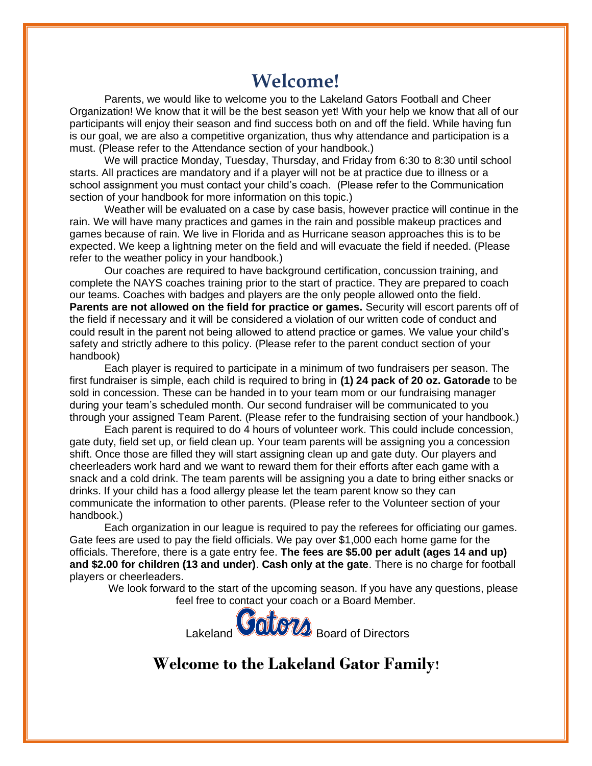# Welcome!

Parents, we would like to welcome you to the Lakeland Gators Football and Cheer Organization! We know that it will be the best season yet! With your help we know that all of our participants will enjoy their season and find success both on and off the field. While having fun is our goal, we are also a competitive organization, thus why attendance and participation is a must. (Please refer to the Attendance section of your handbook.)

We will practice Monday, Tuesday, Thursday, and Friday from 6:30 to 8:30 until school starts. All practices are mandatory and if a player will not be at practice due to illness or a school assignment you must contact your child's coach. (Please refer to the Communication section of your handbook for more information on this topic.)

Weather will be evaluated on a case by case basis, however practice will continue in the rain. We will have many practices and games in the rain and possible makeup practices and games because of rain. We live in Florida and as Hurricane season approaches this is to be expected. We keep a lightning meter on the field and will evacuate the field if needed. (Please refer to the weather policy in your handbook.)

Our coaches are required to have background certification, concussion training, and complete the NAYS coaches training prior to the start of practice. They are prepared to coach our teams. Coaches with badges and players are the only people allowed onto the field. **Parents are not allowed on the field for practice or games.** Security will escort parents off of the field if necessary and it will be considered a violation of our written code of conduct and could result in the parent not being allowed to attend practice or games. We value your child's safety and strictly adhere to this policy. (Please refer to the parent conduct section of your handbook)

Each player is required to participate in a minimum of two fundraisers per season. The first fundraiser is simple, each child is required to bring in **(1) 24 pack of 20 oz. Gatorade** to be sold in concession. These can be handed in to your team mom or our fundraising manager during your team's scheduled month. Our second fundraiser will be communicated to you through your assigned Team Parent. (Please refer to the fundraising section of your handbook.)

Each parent is required to do 4 hours of volunteer work. This could include concession, gate duty, field set up, or field clean up. Your team parents will be assigning you a concession shift. Once those are filled they will start assigning clean up and gate duty. Our players and cheerleaders work hard and we want to reward them for their efforts after each game with a snack and a cold drink. The team parents will be assigning you a date to bring either snacks or drinks. If your child has a food allergy please let the team parent know so they can communicate the information to other parents. (Please refer to the Volunteer section of your handbook.)

Each organization in our league is required to pay the referees for officiating our games. Gate fees are used to pay the field officials. We pay over $1,000 each home game for the officials. Therefore, there is a gate entry fee. **The fees are $5.00 per adult (ages 14 and up) and $2.00 for children (13 and under)**. **Cash only at the gate**. There is no charge for football players or cheerleaders.

We look forward to the start of the upcoming season. If you have any questions, please feel free to contact your coach or a Board Member.

Lakeland Gators Board of Directors

## Welcome to the Lakeland Gator Family!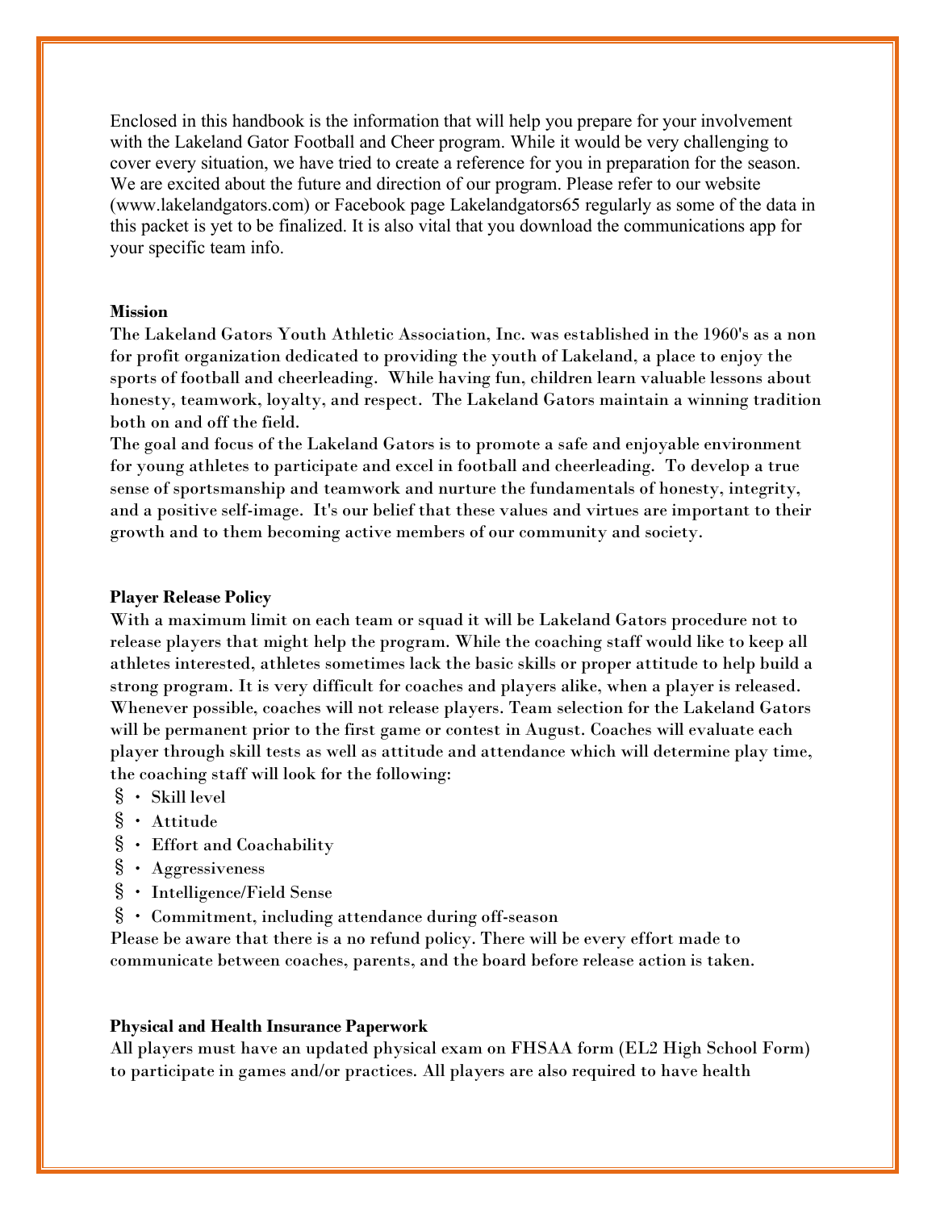Enclosed in this handbook is the information that will help you prepare for your involvement with the Lakeland Gator Football and Cheer program. While it would be very challenging to cover every situation, we have tried to create a reference for you in preparation for the season. We are excited about the future and direction of our program. Please refer to our website (www.lakelandgators.com) or Facebook page Lakelandgators65 regularly as some of the data in this packet is yet to be finalized. It is also vital that you download the communications app for your specific team info.

**Mission**

The Lakeland Gators Youth Athletic Association, Inc. was established in the 1960's as a non for profit organization dedicated to providing the youth of Lakeland, a place to enjoy the sports of football and cheerleading. While having fun, children learn valuable lessons about honesty, teamwork, loyalty, and respect. The Lakeland Gators maintain a winning tradition both on and off the field.

The goal and focus of the Lakeland Gators is to promote a safe and enjoyable environment for young athletes to participate and excel in football and cheerleading. To develop a true sense of sportsmanship and teamwork and nurture the fundamentals of honesty, integrity, and a positive self-image. It's our belief that these values and virtues are important to their growth and to them becoming active members of our community and society.

**Player Release Policy**

With a maximum limit on each team or squad it will be Lakeland Gators procedure not to release players that might help the program. While the coaching staff would like to keep all athletes interested, athletes sometimes lack the basic skills or proper attitude to help build a strong program. It is very difficult for coaches and players alike, when a player is released. Whenever possible, coaches will not release players. Team selection for the Lakeland Gators will be permanent prior to the first game or contest in August. Coaches will evaluate each player through skill tests as well as attitude and attendance which will determine play time, the coaching staff will look for the following:

- Skill level
- Attitude
- Effort and Coachability
- Aggressiveness
- Intelligence/Field Sense
- Commitment, including attendance during off-season

Please be aware that there is a no refund policy. There will be every effort made to communicate between coaches, parents, and the board before release action is taken.

**Physical and Health Insurance Paperwork**

All players must have an updated physical exam on FHSAA form (EL2 High School Form) to participate in games and/or practices. All players are also required to have health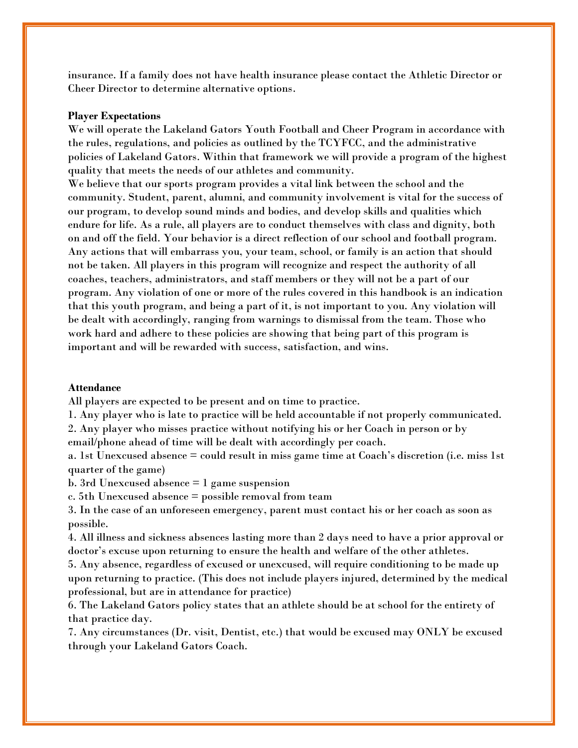insurance. If a family does not have health insurance please contact the Athletic Director or Cheer Director to determine alternative options.

**Player Expectations**

We will operate the Lakeland Gators Youth Football and Cheer Program in accordance with the rules, regulations, and policies as outlined by the TCYFCC, and the administrative policies of Lakeland Gators. Within that framework we will provide a program of the highest quality that meets the needs of our athletes and community.

We believe that our sports program provides a vital link between the school and the community. Student, parent, alumni, and community involvement is vital for the success of our program, to develop sound minds and bodies, and develop skills and qualities which endure for life. As a rule, all players are to conduct themselves with class and dignity, both on and off the field. Your behavior is a direct reflection of our school and football program. Any actions that will embarrass you, your team, school, or family is an action that should not be taken. All players in this program will recognize and respect the authority of all coaches, teachers, administrators, and staff members or they will not be a part of our program. Any violation of one or more of the rules covered in this handbook is an indication that this youth program, and being a part of it, is not important to you. Any violation will be dealt with accordingly, ranging from warnings to dismissal from the team. Those who work hard and adhere to these policies are showing that being part of this program is important and will be rewarded with success, satisfaction, and wins.

**Attendance**

All players are expected to be present and on time to practice.

1. Any player who is late to practice will be held accountable if not properly communicated.
2. Any player who misses practice without notifying his or her Coach in person or by email/phone ahead of time will be dealt with accordingly per coach.
   a. 1st Unexcused absence = could result in miss game time at Coach's discretion (i.e. miss 1st quarter of the game)
   b. 3rd Unexcused absence = 1 game suspension
   c. 5th Unexcused absence = possible removal from team
3. In the case of an unforeseen emergency, parent must contact his or her coach as soon as possible.
4. All illness and sickness absences lasting more than 2 days need to have a prior approval or doctor's excuse upon returning to ensure the health and welfare of the other athletes.
5. Any absence, regardless of excused or unexcused, will require conditioning to be made up upon returning to practice. (This does not include players injured, determined by the medical professional, but are in attendance for practice)
6. The Lakeland Gators policy states that an athlete should be at school for the entirety of that practice day.
7. Any circumstances (Dr. visit, Dentist, etc.) that would be excused may ONLY be excused through your Lakeland Gators Coach.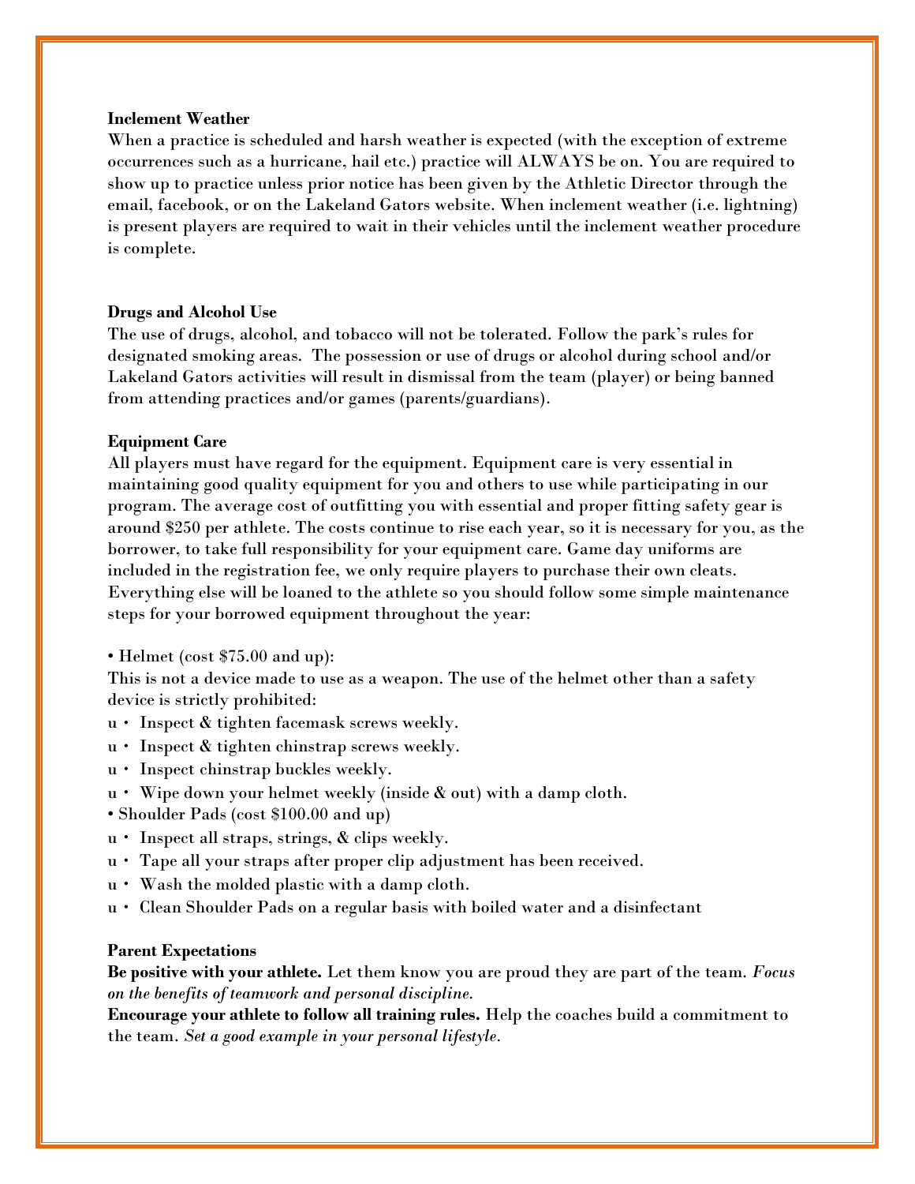**Inclement Weather**

When a practice is scheduled and harsh weather is expected (with the exception of extreme occurrences such as a hurricane, hail etc.) practice will ALWAYS be on. You are required to show up to practice unless prior notice has been given by the Athletic Director through the email, facebook, or on the Lakeland Gators website. When inclement weather (i.e. lightning) is present players are required to wait in their vehicles until the inclement weather procedure is complete.

**Drugs and Alcohol Use**

The use of drugs, alcohol, and tobacco will not be tolerated. Follow the park's rules for designated smoking areas. The possession or use of drugs or alcohol during school and/or Lakeland Gators activities will result in dismissal from the team (player) or being banned from attending practices and/or games (parents/guardians).

**Equipment Care**

All players must have regard for the equipment. Equipment care is very essential in maintaining good quality equipment for you and others to use while participating in our program. The average cost of outfitting you with essential and proper fitting safety gear is around $250 per athlete. The costs continue to rise each year, so it is necessary for you, as the borrower, to take full responsibility for your equipment care. Game day uniforms are included in the registration fee, we only require players to purchase their own cleats. Everything else will be loaned to the athlete so you should follow some simple maintenance steps for your borrowed equipment throughout the year:

• Helmet (cost $75.00 and up):

This is not a device made to use as a weapon. The use of the helmet other than a safety device is strictly prohibited:

u • Inspect & tighten facemask screws weekly.
u • Inspect & tighten chinstrap screws weekly.
u • Inspect chinstrap buckles weekly.
u • Wipe down your helmet weekly (inside & out) with a damp cloth.

• Shoulder Pads (cost $100.00 and up)

u • Inspect all straps, strings, & clips weekly.
u • Tape all your straps after proper clip adjustment has been received.
u • Wash the molded plastic with a damp cloth.
u • Clean Shoulder Pads on a regular basis with boiled water and a disinfectant

**Parent Expectations**

**Be positive with your athlete.** Let them know you are proud they are part of the team. *Focus on the benefits of teamwork and personal discipline.*

**Encourage your athlete to follow all training rules.** Help the coaches build a commitment to the team. *Set a good example in your personal lifestyle.*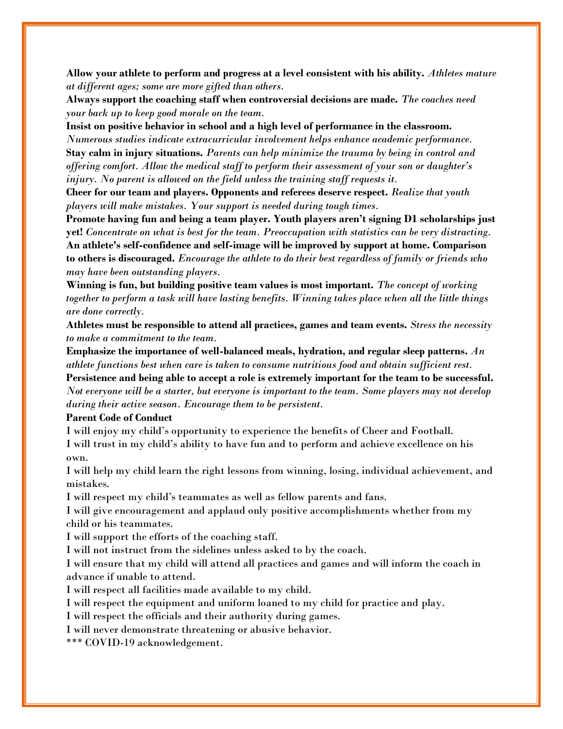**Allow your athlete to perform and progress at a level consistent with his ability.** *Athletes mature at different ages; some are more gifted than others.*

**Always support the coaching staff when controversial decisions are made.** *The coaches need your back up to keep good morale on the team.*

**Insist on positive behavior in school and a high level of performance in the classroom.** *Numerous studies indicate extracurricular involvement helps enhance academic performance.*

**Stay calm in injury situations.** *Parents can help minimize the trauma by being in control and offering comfort. Allow the medical staff to perform their assessment of your son or daughter's injury. No parent is allowed on the field unless the training staff requests it.*

**Cheer for our team and players. Opponents and referees deserve respect.** *Realize that youth players will make mistakes. Your support is needed during tough times.*

**Promote having fun and being a team player. Youth players aren't signing D1 scholarships just yet!** *Concentrate on what is best for the team. Preoccupation with statistics can be very distracting.*

**An athlete's self-confidence and self-image will be improved by support at home. Comparison to others is discouraged.** *Encourage the athlete to do their best regardless of family or friends who may have been outstanding players.*

**Winning is fun, but building positive team values is most important.** *The concept of working together to perform a task will have lasting benefits. Winning takes place when all the little things are done correctly.*

**Athletes must be responsible to attend all practices, games and team events.** *Stress the necessity to make a commitment to the team.*

**Emphasize the importance of well-balanced meals, hydration, and regular sleep patterns.** *An athlete functions best when care is taken to consume nutritious food and obtain sufficient rest.*

**Persistence and being able to accept a role is extremely important for the team to be successful.** *Not everyone will be a starter, but everyone is important to the team. Some players may not develop during their active season. Encourage them to be persistent.*

**Parent Code of Conduct**

I will enjoy my child's opportunity to experience the benefits of Cheer and Football.

I will trust in my child's ability to have fun and to perform and achieve excellence on his own.

I will help my child learn the right lessons from winning, losing, individual achievement, and mistakes.

I will respect my child's teammates as well as fellow parents and fans.

I will give encouragement and applaud only positive accomplishments whether from my child or his teammates.

I will support the efforts of the coaching staff.

I will not instruct from the sidelines unless asked to by the coach.

I will ensure that my child will attend all practices and games and will inform the coach in advance if unable to attend.

I will respect all facilities made available to my child.

I will respect the equipment and uniform loaned to my child for practice and play.

I will respect the officials and their authority during games.

I will never demonstrate threatening or abusive behavior.

*** COVID-19 acknowledgement.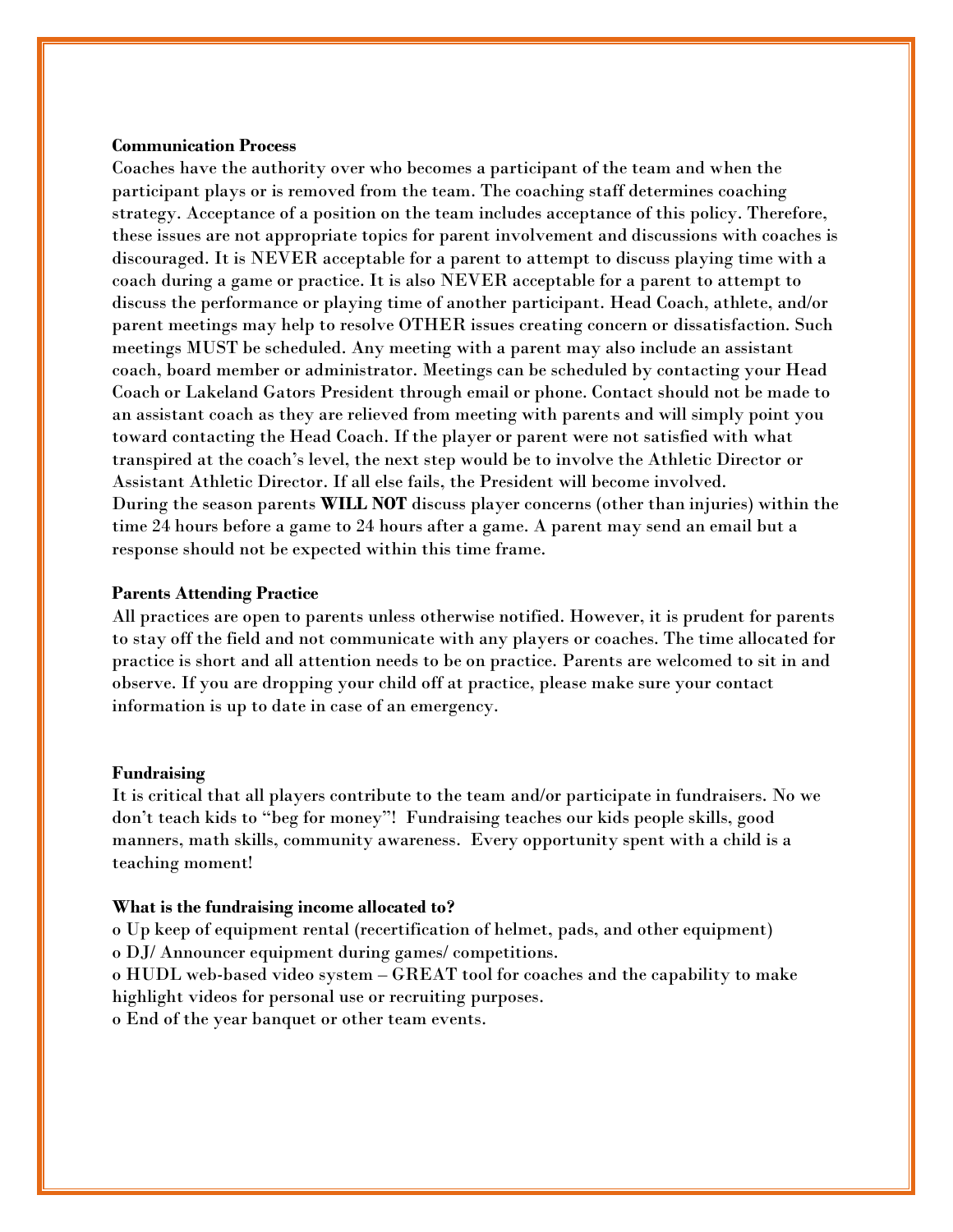**Communication Process**

Coaches have the authority over who becomes a participant of the team and when the participant plays or is removed from the team. The coaching staff determines coaching strategy. Acceptance of a position on the team includes acceptance of this policy. Therefore, these issues are not appropriate topics for parent involvement and discussions with coaches is discouraged. It is NEVER acceptable for a parent to attempt to discuss playing time with a coach during a game or practice. It is also NEVER acceptable for a parent to attempt to discuss the performance or playing time of another participant. Head Coach, athlete, and/or parent meetings may help to resolve OTHER issues creating concern or dissatisfaction. Such meetings MUST be scheduled. Any meeting with a parent may also include an assistant coach, board member or administrator. Meetings can be scheduled by contacting your Head Coach or Lakeland Gators President through email or phone. Contact should not be made to an assistant coach as they are relieved from meeting with parents and will simply point you toward contacting the Head Coach. If the player or parent were not satisfied with what transpired at the coach's level, the next step would be to involve the Athletic Director or Assistant Athletic Director. If all else fails, the President will become involved.

During the season parents **WILL NOT** discuss player concerns (other than injuries) within the time 24 hours before a game to 24 hours after a game. A parent may send an email but a response should not be expected within this time frame.

**Parents Attending Practice**

All practices are open to parents unless otherwise notified. However, it is prudent for parents to stay off the field and not communicate with any players or coaches. The time allocated for practice is short and all attention needs to be on practice. Parents are welcomed to sit in and observe. If you are dropping your child off at practice, please make sure your contact information is up to date in case of an emergency.

**Fundraising**

It is critical that all players contribute to the team and/or participate in fundraisers. No we don't teach kids to "beg for money"! Fundraising teaches our kids people skills, good manners, math skills, community awareness. Every opportunity spent with a child is a teaching moment!

**What is the fundraising income allocated to?**

- Up keep of equipment rental (recertification of helmet, pads, and other equipment)
- DJ/ Announcer equipment during games/ competitions.
- HUDL web-based video system – GREAT tool for coaches and the capability to make highlight videos for personal use or recruiting purposes.
- End of the year banquet or other team events.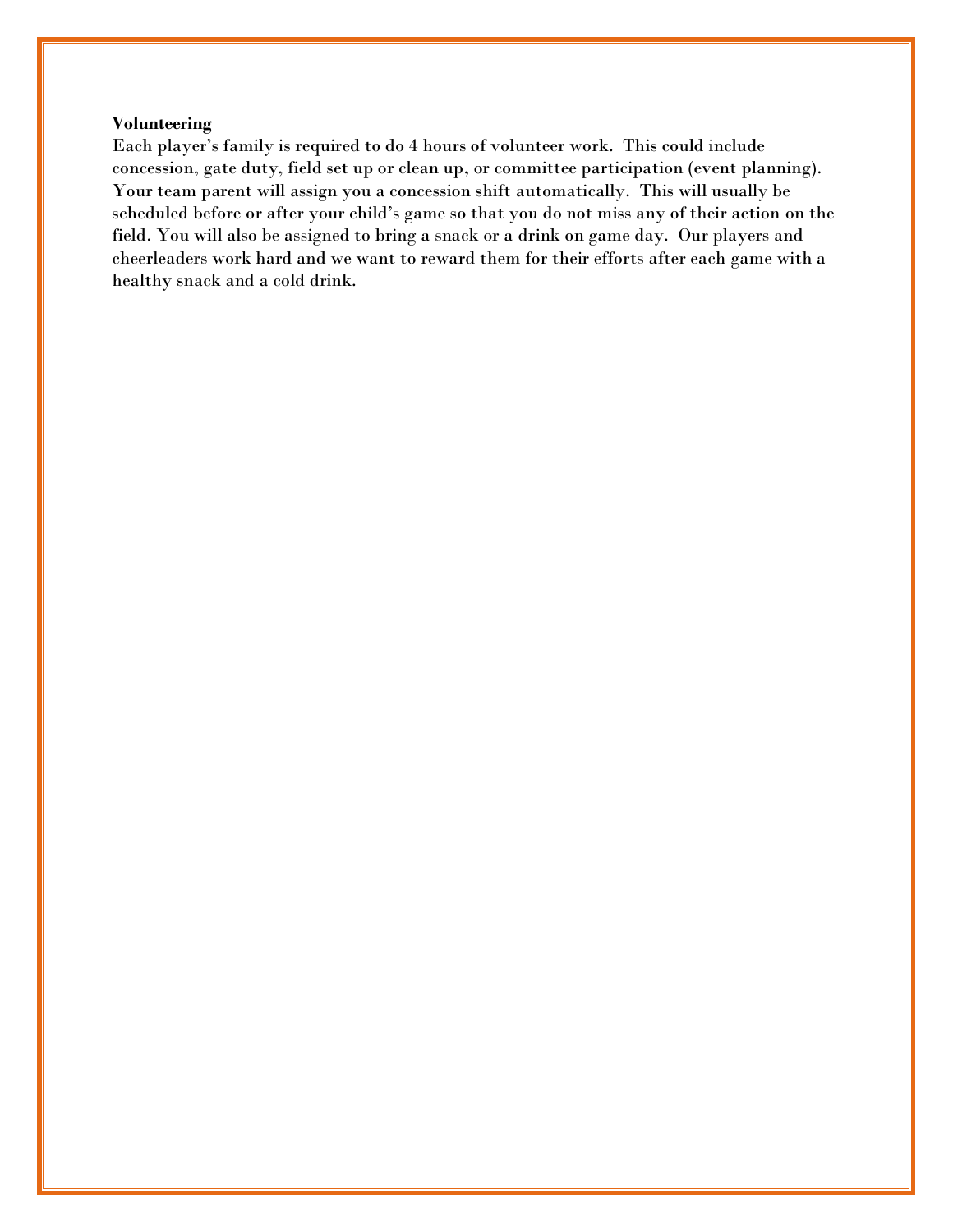**Volunteering**

Each player's family is required to do 4 hours of volunteer work. This could include concession, gate duty, field set up or clean up, or committee participation (event planning). Your team parent will assign you a concession shift automatically. This will usually be scheduled before or after your child's game so that you do not miss any of their action on the field. You will also be assigned to bring a snack or a drink on game day. Our players and cheerleaders work hard and we want to reward them for their efforts after each game with a healthy snack and a cold drink.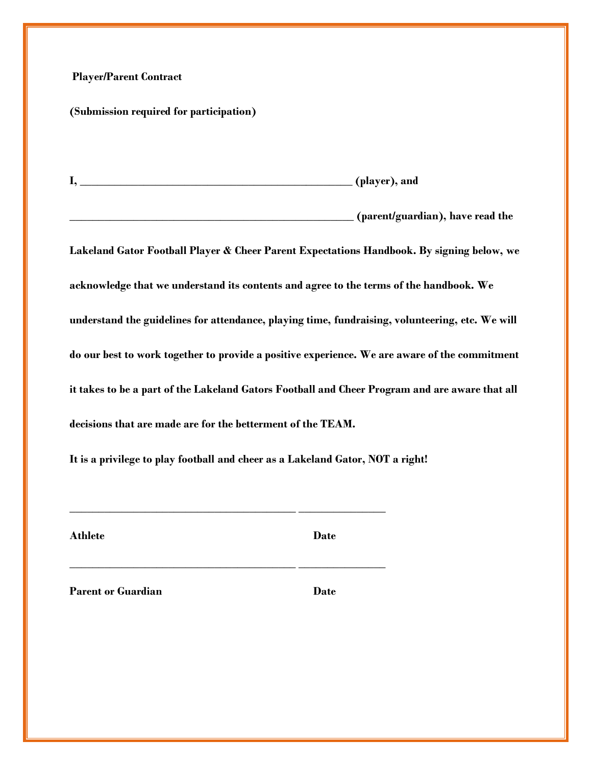**Player/Parent Contract**

**(Submission required for participation)**

**I, ______________________________________________ (player), and**

**_________________________________________________ (parent/guardian), have read the Lakeland Gator Football Player & Cheer Parent Expectations Handbook. By signing below, we acknowledge that we understand its contents and agree to the terms of the handbook. We understand the guidelines for attendance, playing time, fundraising, volunteering, etc. We will do our best to work together to provide a positive experience. We are aware of the commitment it takes to be a part of the Lakeland Gators Football and Cheer Program and are aware that all decisions that are made are for the betterment of the TEAM.**

**It is a privilege to play football and cheer as a Lakeland Gator, NOT a right!**

**_______________________________________ ______________**

**Athlete Date**

**_______________________________________ ______________**

**Parent or Guardian Date**